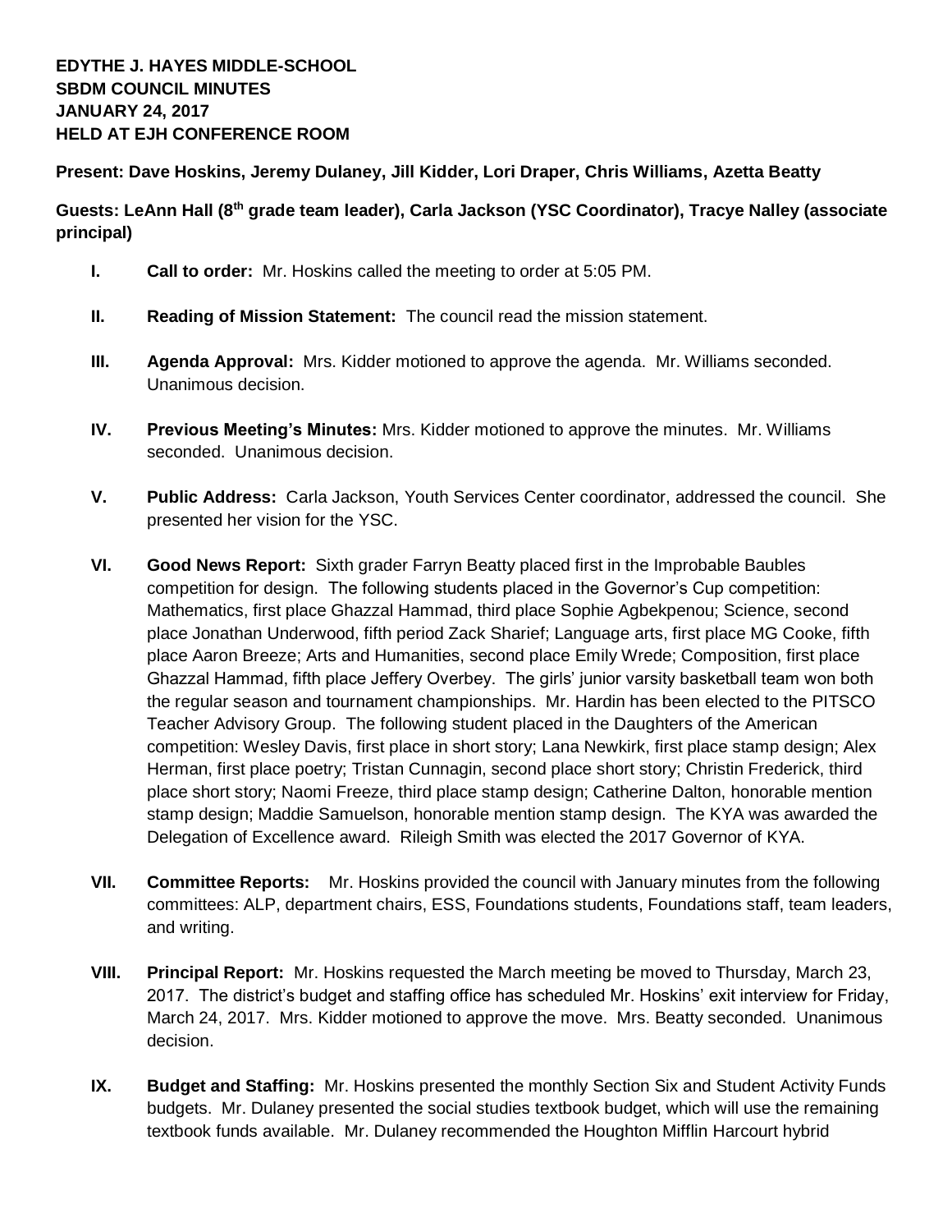**EDYTHE J. HAYES MIDDLE-SCHOOL**
**SBDM COUNCIL MINUTES**
**JANUARY 24, 2017**
**HELD AT EJH CONFERENCE ROOM**

**Present: Dave Hoskins, Jeremy Dulaney, Jill Kidder, Lori Draper, Chris Williams, Azetta Beatty**

**Guests: LeAnn Hall (8th grade team leader), Carla Jackson (YSC Coordinator), Tracye Nalley (associate principal)**

- **I. Call to order:** Mr. Hoskins called the meeting to order at 5:05 PM.

- **II. Reading of Mission Statement:** The council read the mission statement.

- **III. Agenda Approval:** Mrs. Kidder motioned to approve the agenda. Mr. Williams seconded. Unanimous decision.

- **IV. Previous Meeting's Minutes:** Mrs. Kidder motioned to approve the minutes. Mr. Williams seconded. Unanimous decision.

- **V. Public Address:** Carla Jackson, Youth Services Center coordinator, addressed the council. She presented her vision for the YSC.

- **VI. Good News Report:** Sixth grader Farryn Beatty placed first in the Improbable Baubles competition for design. The following students placed in the Governor's Cup competition: Mathematics, first place Ghazzal Hammad, third place Sophie Agbekpenou; Science, second place Jonathan Underwood, fifth period Zack Sharief; Language arts, first place MG Cooke, fifth place Aaron Breeze; Arts and Humanities, second place Emily Wrede; Composition, first place Ghazzal Hammad, fifth place Jeffery Overbey. The girls' junior varsity basketball team won both the regular season and tournament championships. Mr. Hardin has been elected to the PITSCO Teacher Advisory Group. The following student placed in the Daughters of the American competition: Wesley Davis, first place in short story; Lana Newkirk, first place stamp design; Alex Herman, first place poetry; Tristan Cunnagin, second place short story; Christin Frederick, third place short story; Naomi Freeze, third place stamp design; Catherine Dalton, honorable mention stamp design; Maddie Samuelson, honorable mention stamp design. The KYA was awarded the Delegation of Excellence award. Rileigh Smith was elected the 2017 Governor of KYA.

- **VII. Committee Reports:** Mr. Hoskins provided the council with January minutes from the following committees: ALP, department chairs, ESS, Foundations students, Foundations staff, team leaders, and writing.

- **VIII. Principal Report:** Mr. Hoskins requested the March meeting be moved to Thursday, March 23, 2017. The district's budget and staffing office has scheduled Mr. Hoskins' exit interview for Friday, March 24, 2017. Mrs. Kidder motioned to approve the move. Mrs. Beatty seconded. Unanimous decision.

- **IX. Budget and Staffing:** Mr. Hoskins presented the monthly Section Six and Student Activity Funds budgets. Mr. Dulaney presented the social studies textbook budget, which will use the remaining textbook funds available. Mr. Dulaney recommended the Houghton Mifflin Harcourt hybrid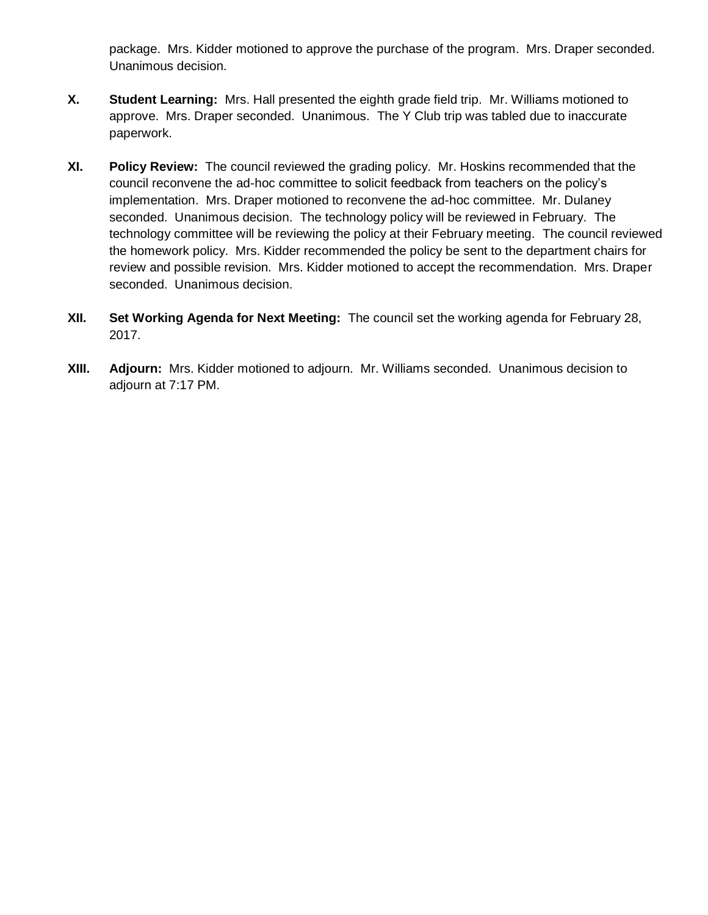package. Mrs. Kidder motioned to approve the purchase of the program. Mrs. Draper seconded. Unanimous decision.

**X.** **Student Learning:** Mrs. Hall presented the eighth grade field trip. Mr. Williams motioned to approve. Mrs. Draper seconded. Unanimous. The Y Club trip was tabled due to inaccurate paperwork.

**XI.** **Policy Review:** The council reviewed the grading policy. Mr. Hoskins recommended that the council reconvene the ad-hoc committee to solicit feedback from teachers on the policy's implementation. Mrs. Draper motioned to reconvene the ad-hoc committee. Mr. Dulaney seconded. Unanimous decision. The technology policy will be reviewed in February. The technology committee will be reviewing the policy at their February meeting. The council reviewed the homework policy. Mrs. Kidder recommended the policy be sent to the department chairs for review and possible revision. Mrs. Kidder motioned to accept the recommendation. Mrs. Draper seconded. Unanimous decision.

**XII.** **Set Working Agenda for Next Meeting:** The council set the working agenda for February 28, 2017.

**XIII.** **Adjourn:** Mrs. Kidder motioned to adjourn. Mr. Williams seconded. Unanimous decision to adjourn at 7:17 PM.